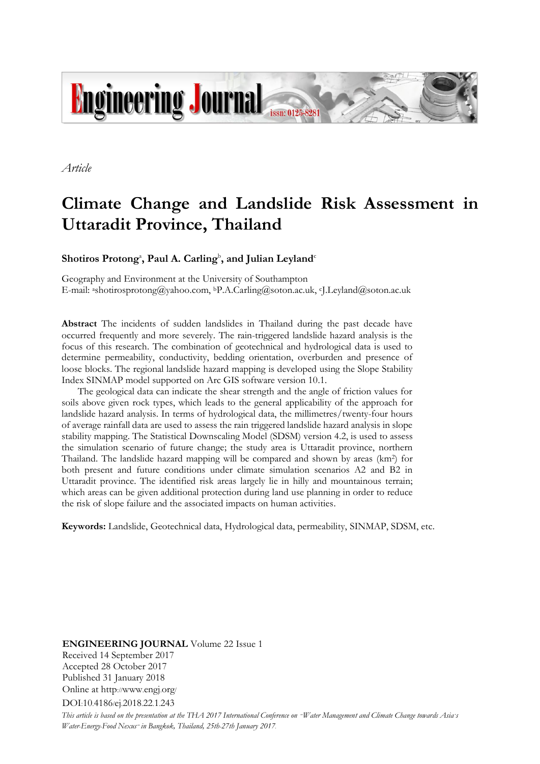*Article*

# Climate Change and Landslide Risk Assessment in Uttaradit Province, Thailand

**Shotiros Protong[a], Paul A. Carling[b], and Julian Leyland[c]**

Geography and Environment at the University of Southampton
E-mail: [a]shotirosprotong@yahoo.com, [b]P.A.Carling@soton.ac.uk, [c]J.Leyland@soton.ac.uk

**Abstract** The incidents of sudden landslides in Thailand during the past decade have occurred frequently and more severely. The rain-triggered landslide hazard analysis is the focus of this research. The combination of geotechnical and hydrological data is used to determine permeability, conductivity, bedding orientation, overburden and presence of loose blocks. The regional landslide hazard mapping is developed using the Slope Stability Index SINMAP model supported on Arc GIS software version 10.1.

The geological data can indicate the shear strength and the angle of friction values for soils above given rock types, which leads to the general applicability of the approach for landslide hazard analysis. In terms of hydrological data, the millimetres/twenty-four hours of average rainfall data are used to assess the rain triggered landslide hazard analysis in slope stability mapping. The Statistical Downscaling Model (SDSM) version 4.2, is used to assess the simulation scenario of future change; the study area is Uttaradit province, northern Thailand. The landslide hazard mapping will be compared and shown by areas ($km^2$) for both present and future conditions under climate simulation scenarios A2 and B2 in Uttaradit province. The identified risk areas largely lie in hilly and mountainous terrain; which areas can be given additional protection during land use planning in order to reduce the risk of slope failure and the associated impacts on human activities.

**Keywords:** Landslide, Geotechnical data, Hydrological data, permeability, SINMAP, SDSM, etc.

**ENGINEERING JOURNAL** Volume 22 Issue 1
Received 14 September 2017
Accepted 28 October 2017
Published 31 January 2018
Online at http://www.engj.org/
DOI:10.4186/ej.2018.22.1.243

*This article is based on the presentation at the THA 2017 International Conference on "Water Management and Climate Change towards Asia's Water-Energy-Food Nexus" in Bangkok, Thailand, 25th-27th January 2017.*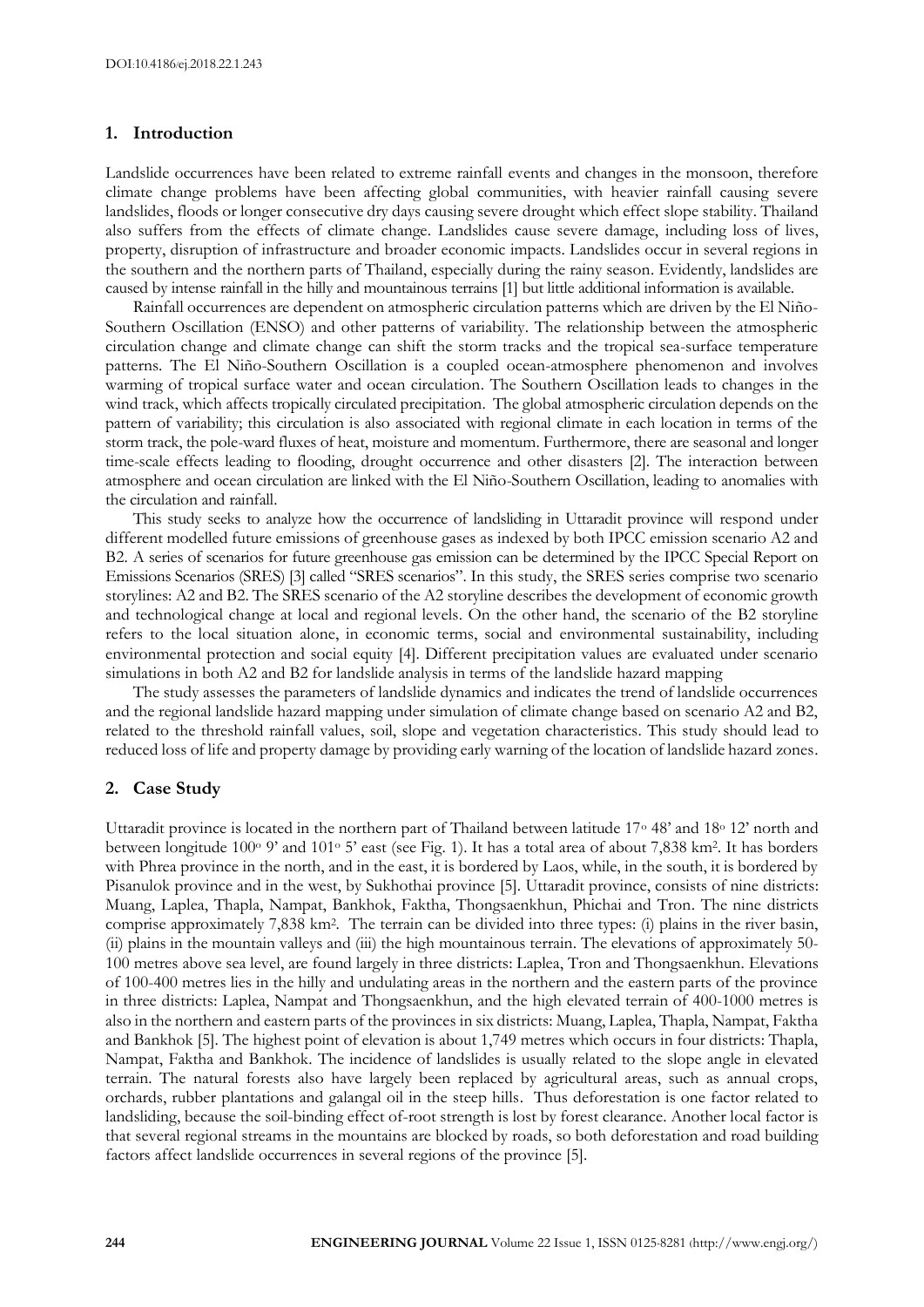## 1. Introduction

Landslide occurrences have been related to extreme rainfall events and changes in the monsoon, therefore climate change problems have been affecting global communities, with heavier rainfall causing severe landslides, floods or longer consecutive dry days causing severe drought which effect slope stability. Thailand also suffers from the effects of climate change. Landslides cause severe damage, including loss of lives, property, disruption of infrastructure and broader economic impacts. Landslides occur in several regions in the southern and the northern parts of Thailand, especially during the rainy season. Evidently, landslides are caused by intense rainfall in the hilly and mountainous terrains [1] but little additional information is available.

Rainfall occurrences are dependent on atmospheric circulation patterns which are driven by the El Niño-Southern Oscillation (ENSO) and other patterns of variability. The relationship between the atmospheric circulation change and climate change can shift the storm tracks and the tropical sea-surface temperature patterns. The El Niño-Southern Oscillation is a coupled ocean-atmosphere phenomenon and involves warming of tropical surface water and ocean circulation. The Southern Oscillation leads to changes in the wind track, which affects tropically circulated precipitation. The global atmospheric circulation depends on the pattern of variability; this circulation is also associated with regional climate in each location in terms of the storm track, the pole-ward fluxes of heat, moisture and momentum. Furthermore, there are seasonal and longer time-scale effects leading to flooding, drought occurrence and other disasters [2]. The interaction between atmosphere and ocean circulation are linked with the El Niño-Southern Oscillation, leading to anomalies with the circulation and rainfall.

This study seeks to analyze how the occurrence of landsliding in Uttaradit province will respond under different modelled future emissions of greenhouse gases as indexed by both IPCC emission scenario A2 and B2. A series of scenarios for future greenhouse gas emission can be determined by the IPCC Special Report on Emissions Scenarios (SRES) [3] called "SRES scenarios". In this study, the SRES series comprise two scenario storylines: A2 and B2. The SRES scenario of the A2 storyline describes the development of economic growth and technological change at local and regional levels. On the other hand, the scenario of the B2 storyline refers to the local situation alone, in economic terms, social and environmental sustainability, including environmental protection and social equity [4]. Different precipitation values are evaluated under scenario simulations in both A2 and B2 for landslide analysis in terms of the landslide hazard mapping

The study assesses the parameters of landslide dynamics and indicates the trend of landslide occurrences and the regional landslide hazard mapping under simulation of climate change based on scenario A2 and B2, related to the threshold rainfall values, soil, slope and vegetation characteristics. This study should lead to reduced loss of life and property damage by providing early warning of the location of landslide hazard zones.

## 2. Case Study

Uttaradit province is located in the northern part of Thailand between latitude 17° 48' and 18° 12' north and between longitude 100° 9' and 101° 5' east (see Fig. 1). It has a total area of about 7,838 km$^2$. It has borders with Phrea province in the north, and in the east, it is bordered by Laos, while, in the south, it is bordered by Pisanulok province and in the west, by Sukhothai province [5]. Uttaradit province, consists of nine districts: Muang, Laplea, Thapla, Nampat, Bankhok, Faktha, Thongsaenkhun, Phichai and Tron. The nine districts comprise approximately 7,838 km$^2$. The terrain can be divided into three types: (i) plains in the river basin, (ii) plains in the mountain valleys and (iii) the high mountainous terrain. The elevations of approximately 50-100 metres above sea level, are found largely in three districts: Laplea, Tron and Thongsaenkhun. Elevations of 100-400 metres lies in the hilly and undulating areas in the northern and the eastern parts of the province in three districts: Laplea, Nampat and Thongsaenkhun, and the high elevated terrain of 400-1000 metres is also in the northern and eastern parts of the provinces in six districts: Muang, Laplea, Thapla, Nampat, Faktha and Bankhok [5]. The highest point of elevation is about 1,749 metres which occurs in four districts: Thapla, Nampat, Faktha and Bankhok. The incidence of landslides is usually related to the slope angle in elevated terrain. The natural forests also have largely been replaced by agricultural areas, such as annual crops, orchards, rubber plantations and galangal oil in the steep hills. Thus deforestation is one factor related to landsliding, because the soil-binding effect of-root strength is lost by forest clearance. Another local factor is that several regional streams in the mountains are blocked by roads, so both deforestation and road building factors affect landslide occurrences in several regions of the province [5].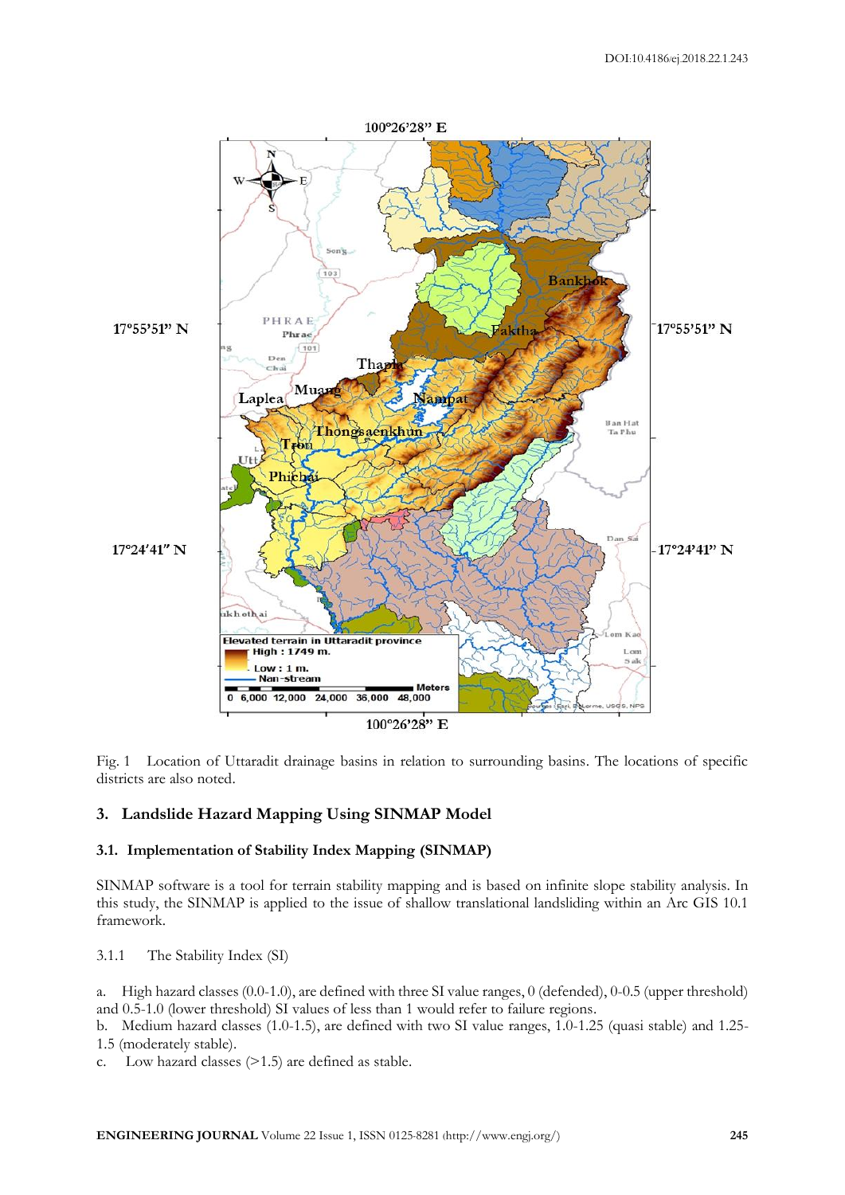Fig. 1 Location of Uttaradit drainage basins in relation to surrounding basins. The locations of specific districts are also noted.

## 3. Landslide Hazard Mapping Using SINMAP Model

### 3.1. Implementation of Stability Index Mapping (SINMAP)

SINMAP software is a tool for terrain stability mapping and is based on infinite slope stability analysis. In this study, the SINMAP is applied to the issue of shallow translational landsliding within an Arc GIS 10.1 framework.

3.1.1 The Stability Index (SI)

a. High hazard classes (0.0-1.0), are defined with three SI value ranges, 0 (defended), 0-0.5 (upper threshold) and 0.5-1.0 (lower threshold) SI values of less than 1 would refer to failure regions.
b. Medium hazard classes (1.0-1.5), are defined with two SI value ranges, 1.0-1.25 (quasi stable) and 1.25-1.5 (moderately stable).
c. Low hazard classes (>1.5) are defined as stable.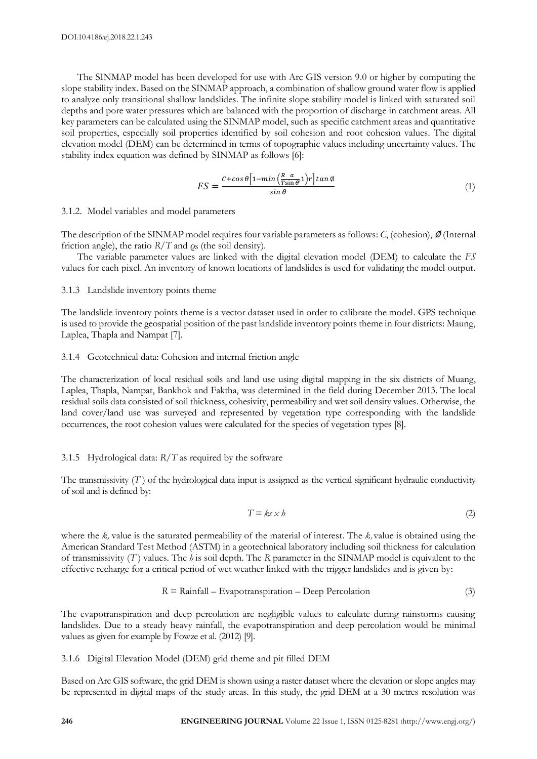The SINMAP model has been developed for use with Arc GIS version 9.0 or higher by computing the slope stability index. Based on the SINMAP approach, a combination of shallow ground water flow is applied to analyze only transitional shallow landslides. The infinite slope stability model is linked with saturated soil depths and pore water pressures which are balanced with the proportion of discharge in catchment areas. All key parameters can be calculated using the SINMAP model, such as specific catchment areas and quantitative soil properties, especially soil properties identified by soil cohesion and root cohesion values. The digital elevation model (DEM) can be determined in terms of topographic values including uncertainty values. The stability index equation was defined by SINMAP as follows [6]:

$$FS = \frac{C + \cos\theta\left[1 - \min\left(\frac{R}{T}\frac{a}{\sin\theta}, 1\right)r\right]\tan\emptyset}{\sin\theta} \tag{1}$$

### 3.1.2. Model variables and model parameters

The description of the SINMAP model requires four variable parameters as follows: $C$, (cohesion), $\emptyset$ (Internal friction angle), the ratio $R/T$ and $\rho s$ (the soil density).

The variable parameter values are linked with the digital elevation model (DEM) to calculate the $FS$ values for each pixel. An inventory of known locations of landslides is used for validating the model output.

### 3.1.3 Landslide inventory points theme

The landslide inventory points theme is a vector dataset used in order to calibrate the model. GPS technique is used to provide the geospatial position of the past landslide inventory points theme in four districts: Maung, Laplea, Thapla and Nampat [7].

### 3.1.4 Geotechnical data: Cohesion and internal friction angle

The characterization of local residual soils and land use using digital mapping in the six districts of Muang, Laplea, Thapla, Nampat, Bankhok and Faktha, was determined in the field during December 2013. The local residual soils data consisted of soil thickness, cohesivity, permeability and wet soil density values. Otherwise, the land cover/land use was surveyed and represented by vegetation type corresponding with the landslide occurrences, the root cohesion values were calculated for the species of vegetation types [8].

### 3.1.5 Hydrological data: $R/T$ as required by the software

The transmissivity ($T$) of the hydrological data input is assigned as the vertical significant hydraulic conductivity of soil and is defined by:

$$T = ks \times h \tag{2}$$

where the $k_s$ value is the saturated permeability of the material of interest. The $k_s$ value is obtained using the American Standard Test Method (ASTM) in a geotechnical laboratory including soil thickness for calculation of transmissivity ($T$) values. The $h$ is soil depth. The $R$ parameter in the SINMAP model is equivalent to the effective recharge for a critical period of wet weather linked with the trigger landslides and is given by:

$$R = \text{Rainfall} - \text{Evapotranspiration} - \text{Deep Percolation} \tag{3}$$

The evapotranspiration and deep percolation are negligible values to calculate during rainstorms causing landslides. Due to a steady heavy rainfall, the evapotranspiration and deep percolation would be minimal values as given for example by Fowze et al. (2012) [9].

### 3.1.6 Digital Elevation Model (DEM) grid theme and pit filled DEM

Based on Arc GIS software, the grid DEM is shown using a raster dataset where the elevation or slope angles may be represented in digital maps of the study areas. In this study, the grid DEM at a 30 metres resolution was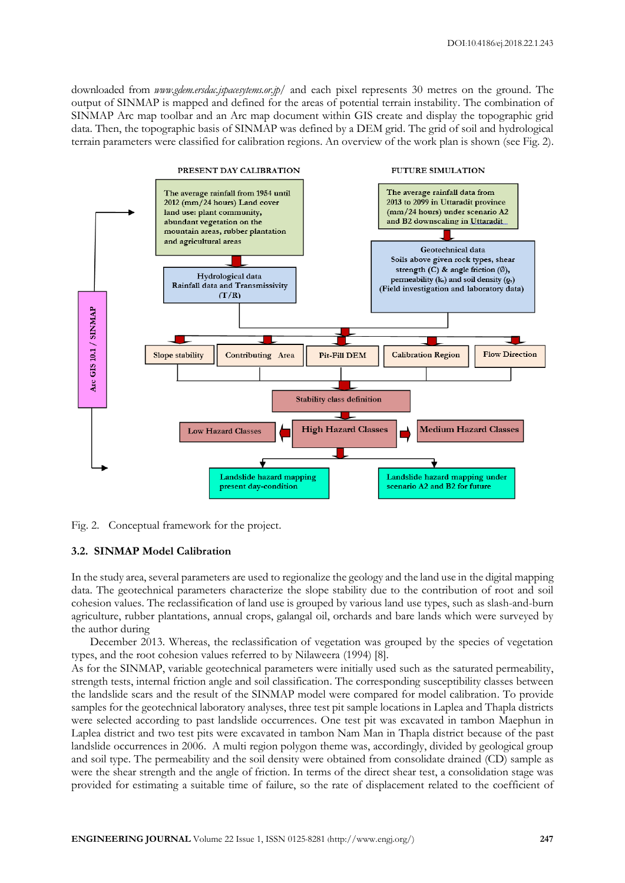downloaded from *www.gdem.ersdac.jspacesytems.or.jp/* and each pixel represents 30 metres on the ground. The output of SINMAP is mapped and defined for the areas of potential terrain instability. The combination of SINMAP Arc map toolbar and an Arc map document within GIS create and display the topographic grid data. Then, the topographic basis of SINMAP was defined by a DEM grid. The grid of soil and hydrological terrain parameters were classified for calibration regions. An overview of the work plan is shown (see Fig. 2).

Fig. 2. Conceptual framework for the project.

### 3.2. SINMAP Model Calibration

In the study area, several parameters are used to regionalize the geology and the land use in the digital mapping data. The geotechnical parameters characterize the slope stability due to the contribution of root and soil cohesion values. The reclassification of land use is grouped by various land use types, such as slash-and-burn agriculture, rubber plantations, annual crops, galangal oil, orchards and bare lands which were surveyed by the author during

December 2013. Whereas, the reclassification of vegetation was grouped by the species of vegetation types, and the root cohesion values referred to by Nilaweera (1994) [8].

As for the SINMAP, variable geotechnical parameters were initially used such as the saturated permeability, strength tests, internal friction angle and soil classification. The corresponding susceptibility classes between the landslide scars and the result of the SINMAP model were compared for model calibration. To provide samples for the geotechnical laboratory analyses, three test pit sample locations in Laplea and Thapla districts were selected according to past landslide occurrences. One test pit was excavated in tambon Maephun in Laplea district and two test pits were excavated in tambon Nam Man in Thapla district because of the past landslide occurrences in 2006. A multi region polygon theme was, accordingly, divided by geological group and soil type. The permeability and the soil density were obtained from consolidate drained (CD) sample as were the shear strength and the angle of friction. In terms of the direct shear test, a consolidation stage was provided for estimating a suitable time of failure, so the rate of displacement related to the coefficient of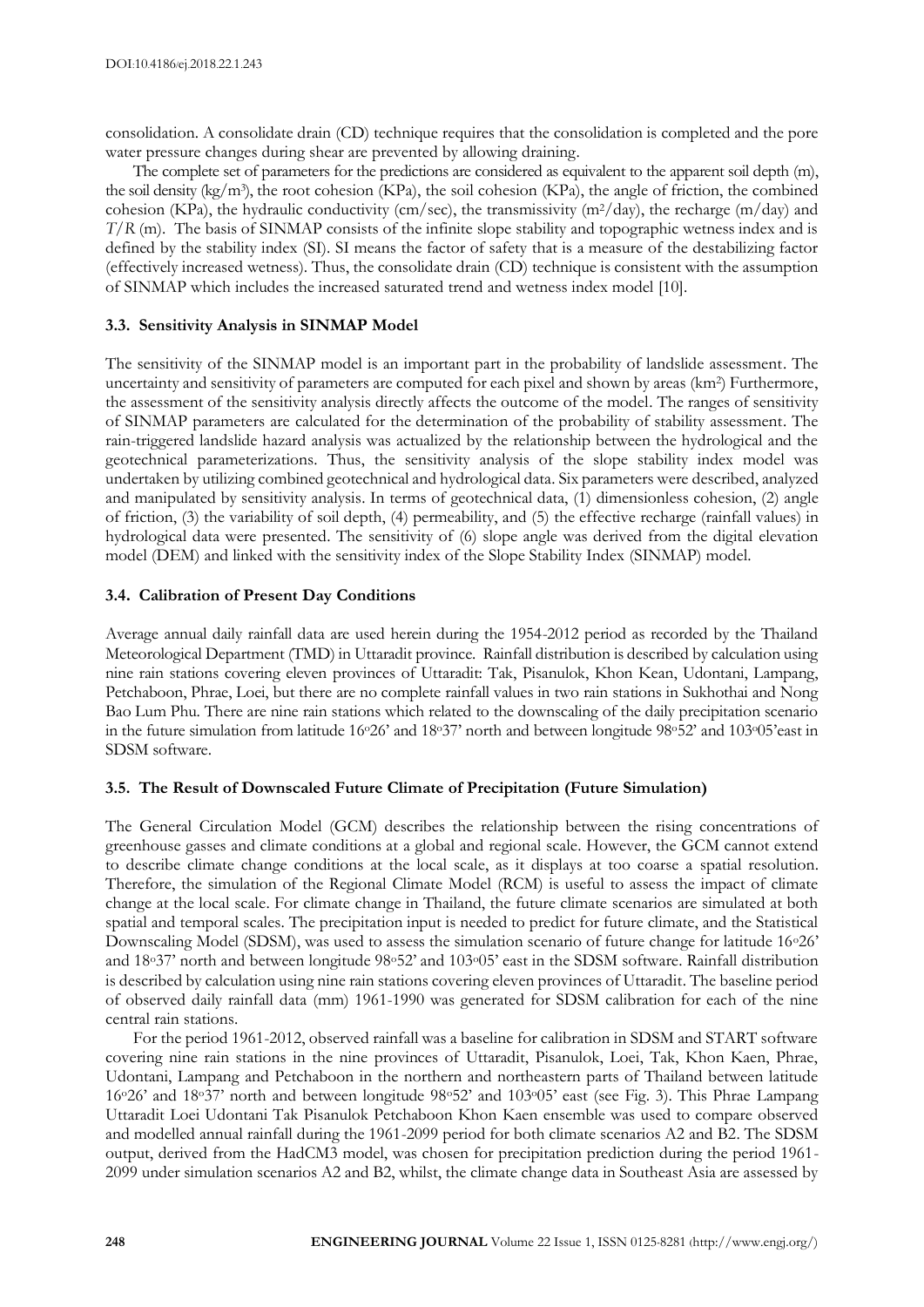consolidation. A consolidate drain (CD) technique requires that the consolidation is completed and the pore water pressure changes during shear are prevented by allowing draining.

The complete set of parameters for the predictions are considered as equivalent to the apparent soil depth (m), the soil density (kg/m$^3$), the root cohesion (KPa), the soil cohesion (KPa), the angle of friction, the combined cohesion (KPa), the hydraulic conductivity (cm/sec), the transmissivity (m$^2$/day), the recharge (m/day) and $T/R$ (m). The basis of SINMAP consists of the infinite slope stability and topographic wetness index and is defined by the stability index (SI). SI means the factor of safety that is a measure of the destabilizing factor (effectively increased wetness). Thus, the consolidate drain (CD) technique is consistent with the assumption of SINMAP which includes the increased saturated trend and wetness index model [10].

### 3.3. Sensitivity Analysis in SINMAP Model

The sensitivity of the SINMAP model is an important part in the probability of landslide assessment. The uncertainty and sensitivity of parameters are computed for each pixel and shown by areas (km$^2$) Furthermore, the assessment of the sensitivity analysis directly affects the outcome of the model. The ranges of sensitivity of SINMAP parameters are calculated for the determination of the probability of stability assessment. The rain-triggered landslide hazard analysis was actualized by the relationship between the hydrological and the geotechnical parameterizations. Thus, the sensitivity analysis of the slope stability index model was undertaken by utilizing combined geotechnical and hydrological data. Six parameters were described, analyzed and manipulated by sensitivity analysis. In terms of geotechnical data, (1) dimensionless cohesion, (2) angle of friction, (3) the variability of soil depth, (4) permeability, and (5) the effective recharge (rainfall values) in hydrological data were presented. The sensitivity of (6) slope angle was derived from the digital elevation model (DEM) and linked with the sensitivity index of the Slope Stability Index (SINMAP) model.

### 3.4. Calibration of Present Day Conditions

Average annual daily rainfall data are used herein during the 1954-2012 period as recorded by the Thailand Meteorological Department (TMD) in Uttaradit province. Rainfall distribution is described by calculation using nine rain stations covering eleven provinces of Uttaradit: Tak, Pisanulok, Khon Kean, Udontani, Lampang, Petchaboon, Phrae, Loei, but there are no complete rainfall values in two rain stations in Sukhothai and Nong Bao Lum Phu. There are nine rain stations which related to the downscaling of the daily precipitation scenario in the future simulation from latitude 16°26' and 18°37' north and between longitude 98°52' and 103°05'east in SDSM software.

### 3.5. The Result of Downscaled Future Climate of Precipitation (Future Simulation)

The General Circulation Model (GCM) describes the relationship between the rising concentrations of greenhouse gasses and climate conditions at a global and regional scale. However, the GCM cannot extend to describe climate change conditions at the local scale, as it displays at too coarse a spatial resolution. Therefore, the simulation of the Regional Climate Model (RCM) is useful to assess the impact of climate change at the local scale. For climate change in Thailand, the future climate scenarios are simulated at both spatial and temporal scales. The precipitation input is needed to predict for future climate, and the Statistical Downscaling Model (SDSM), was used to assess the simulation scenario of future change for latitude 16°26' and 18°37' north and between longitude 98°52' and 103°05' east in the SDSM software. Rainfall distribution is described by calculation using nine rain stations covering eleven provinces of Uttaradit. The baseline period of observed daily rainfall data (mm) 1961-1990 was generated for SDSM calibration for each of the nine central rain stations.

For the period 1961-2012, observed rainfall was a baseline for calibration in SDSM and START software covering nine rain stations in the nine provinces of Uttaradit, Pisanulok, Loei, Tak, Khon Kaen, Phrae, Udontani, Lampang and Petchaboon in the northern and northeastern parts of Thailand between latitude 16°26' and 18°37' north and between longitude 98°52' and 103°05' east (see Fig. 3). This Phrae Lampang Uttaradit Loei Udontani Tak Pisanulok Petchaboon Khon Kaen ensemble was used to compare observed and modelled annual rainfall during the 1961-2099 period for both climate scenarios A2 and B2. The SDSM output, derived from the HadCM3 model, was chosen for precipitation prediction during the period 1961-2099 under simulation scenarios A2 and B2, whilst, the climate change data in Southeast Asia are assessed by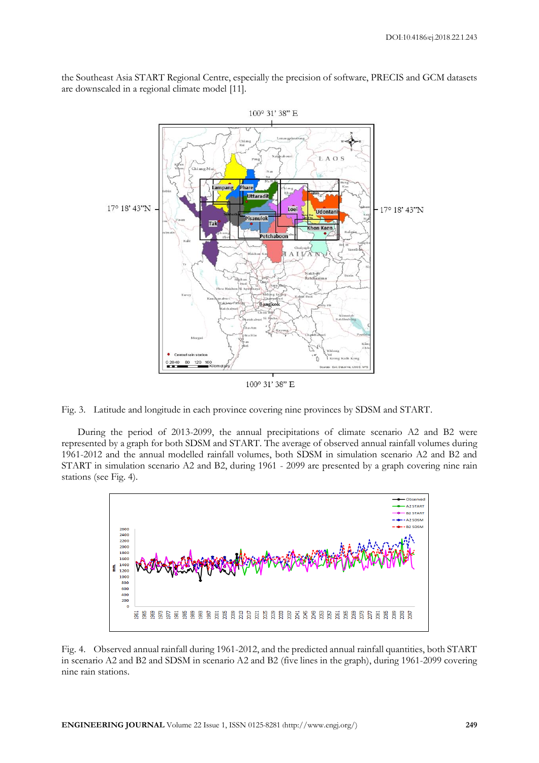the Southeast Asia START Regional Centre, especially the precision of software, PRECIS and GCM datasets are downscaled in a regional climate model [11].

Fig. 3. Latitude and longitude in each province covering nine provinces by SDSM and START.

During the period of 2013-2099, the annual precipitations of climate scenario A2 and B2 were represented by a graph for both SDSM and START. The average of observed annual rainfall volumes during 1961-2012 and the annual modelled rainfall volumes, both SDSM in simulation scenario A2 and B2 and START in simulation scenario A2 and B2, during 1961 - 2099 are presented by a graph covering nine rain stations (see Fig. 4).

Fig. 4. Observed annual rainfall during 1961-2012, and the predicted annual rainfall quantities, both START in scenario A2 and B2 and SDSM in scenario A2 and B2 (five lines in the graph), during 1961-2099 covering nine rain stations.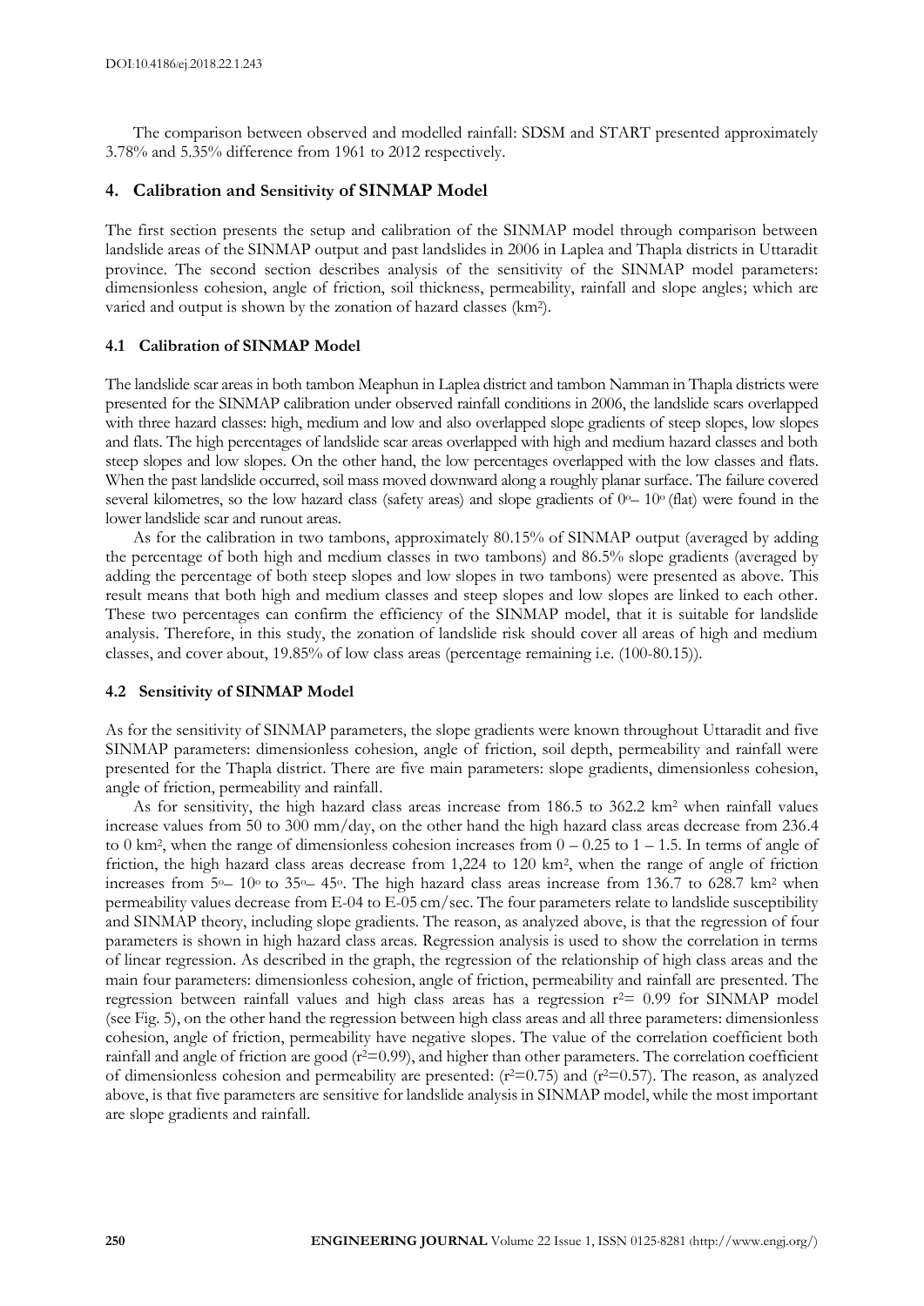The comparison between observed and modelled rainfall: SDSM and START presented approximately 3.78% and 5.35% difference from 1961 to 2012 respectively.

## 4. Calibration and Sensitivity of SINMAP Model

The first section presents the setup and calibration of the SINMAP model through comparison between landslide areas of the SINMAP output and past landslides in 2006 in Laplea and Thapla districts in Uttaradit province. The second section describes analysis of the sensitivity of the SINMAP model parameters: dimensionless cohesion, angle of friction, soil thickness, permeability, rainfall and slope angles; which are varied and output is shown by the zonation of hazard classes ($km^2$).

### 4.1 Calibration of SINMAP Model

The landslide scar areas in both tambon Meaphun in Laplea district and tambon Namman in Thapla districts were presented for the SINMAP calibration under observed rainfall conditions in 2006, the landslide scars overlapped with three hazard classes: high, medium and low and also overlapped slope gradients of steep slopes, low slopes and flats. The high percentages of landslide scar areas overlapped with high and medium hazard classes and both steep slopes and low slopes. On the other hand, the low percentages overlapped with the low classes and flats. When the past landslide occurred, soil mass moved downward along a roughly planar surface. The failure covered several kilometres, so the low hazard class (safety areas) and slope gradients of $0^o$– $10^o$ (flat) were found in the lower landslide scar and runout areas.

As for the calibration in two tambons, approximately 80.15% of SINMAP output (averaged by adding the percentage of both high and medium classes in two tambons) and 86.5% slope gradients (averaged by adding the percentage of both steep slopes and low slopes in two tambons) were presented as above. This result means that both high and medium classes and steep slopes and low slopes are linked to each other. These two percentages can confirm the efficiency of the SINMAP model, that it is suitable for landslide analysis. Therefore, in this study, the zonation of landslide risk should cover all areas of high and medium classes, and cover about, 19.85% of low class areas (percentage remaining i.e. (100-80.15)).

### 4.2 Sensitivity of SINMAP Model

As for the sensitivity of SINMAP parameters, the slope gradients were known throughout Uttaradit and five SINMAP parameters: dimensionless cohesion, angle of friction, soil depth, permeability and rainfall were presented for the Thapla district. There are five main parameters: slope gradients, dimensionless cohesion, angle of friction, permeability and rainfall.

As for sensitivity, the high hazard class areas increase from 186.5 to 362.2 $km^2$ when rainfall values increase values from 50 to 300 mm/day, on the other hand the high hazard class areas decrease from 236.4 to 0 $km^2$, when the range of dimensionless cohesion increases from 0 – 0.25 to 1 – 1.5. In terms of angle of friction, the high hazard class areas decrease from 1,224 to 120 $km^2$, when the range of angle of friction increases from $5^o$– $10^o$ to $35^o$– $45^o$. The high hazard class areas increase from 136.7 to 628.7 $km^2$ when permeability values decrease from E-04 to E-05 cm/sec. The four parameters relate to landslide susceptibility and SINMAP theory, including slope gradients. The reason, as analyzed above, is that the regression of four parameters is shown in high hazard class areas. Regression analysis is used to show the correlation in terms of linear regression. As described in the graph, the regression of the relationship of high class areas and the main four parameters: dimensionless cohesion, angle of friction, permeability and rainfall are presented. The regression between rainfall values and high class areas has a regression $r^2$= 0.99 for SINMAP model (see Fig. 5), on the other hand the regression between high class areas and all three parameters: dimensionless cohesion, angle of friction, permeability have negative slopes. The value of the correlation coefficient both rainfall and angle of friction are good ($r^2$=0.99), and higher than other parameters. The correlation coefficient of dimensionless cohesion and permeability are presented: ($r^2$=0.75) and ($r^2$=0.57). The reason, as analyzed above, is that five parameters are sensitive for landslide analysis in SINMAP model, while the most important are slope gradients and rainfall.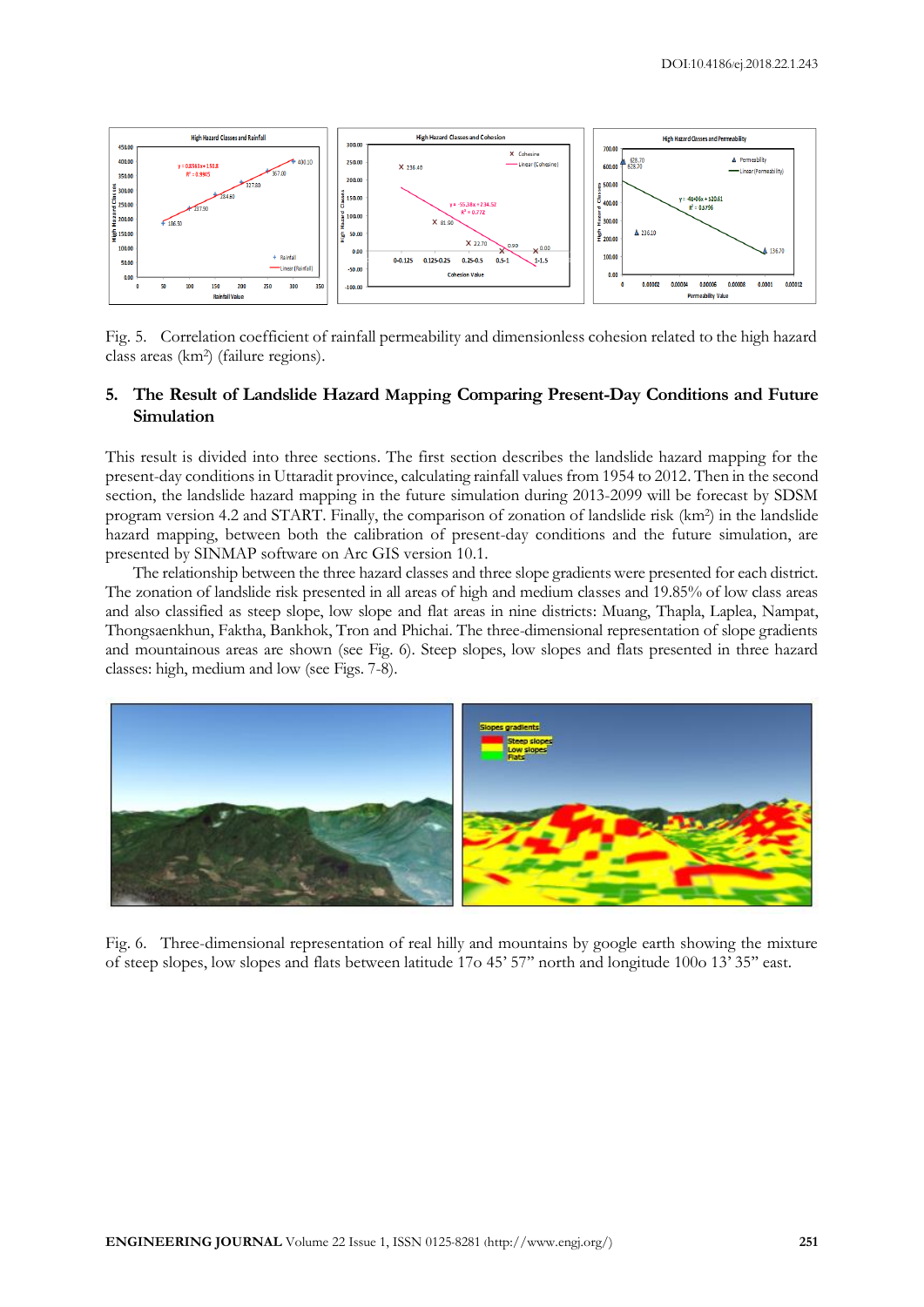Fig. 5. Correlation coefficient of rainfall permeability and dimensionless cohesion related to the high hazard class areas (km$^2$) (failure regions).

## 5. The Result of Landslide Hazard Mapping Comparing Present-Day Conditions and Future Simulation

This result is divided into three sections. The first section describes the landslide hazard mapping for the present-day conditions in Uttaradit province, calculating rainfall values from 1954 to 2012. Then in the second section, the landslide hazard mapping in the future simulation during 2013-2099 will be forecast by SDSM program version 4.2 and START. Finally, the comparison of zonation of landslide risk (km$^2$) in the landslide hazard mapping, between both the calibration of present-day conditions and the future simulation, are presented by SINMAP software on Arc GIS version 10.1.

The relationship between the three hazard classes and three slope gradients were presented for each district. The zonation of landslide risk presented in all areas of high and medium classes and 19.85% of low class areas and also classified as steep slope, low slope and flat areas in nine districts: Muang, Thapla, Laplea, Nampat, Thongsaenkhun, Faktha, Bankhok, Tron and Phichai. The three-dimensional representation of slope gradients and mountainous areas are shown (see Fig. 6). Steep slopes, low slopes and flats presented in three hazard classes: high, medium and low (see Figs. 7-8).

Fig. 6. Three-dimensional representation of real hilly and mountains by google earth showing the mixture of steep slopes, low slopes and flats between latitude 17o 45' 57" north and longitude 100o 13' 35" east.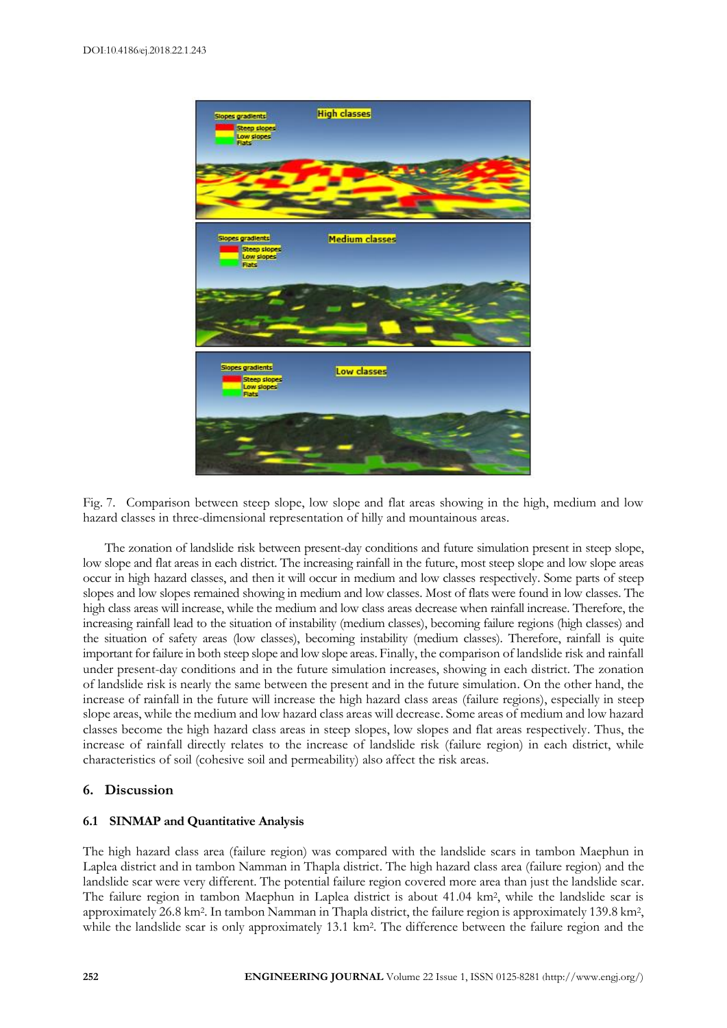Fig. 7. Comparison between steep slope, low slope and flat areas showing in the high, medium and low hazard classes in three-dimensional representation of hilly and mountainous areas.

The zonation of landslide risk between present-day conditions and future simulation present in steep slope, low slope and flat areas in each district. The increasing rainfall in the future, most steep slope and low slope areas occur in high hazard classes, and then it will occur in medium and low classes respectively. Some parts of steep slopes and low slopes remained showing in medium and low classes. Most of flats were found in low classes. The high class areas will increase, while the medium and low class areas decrease when rainfall increase. Therefore, the increasing rainfall lead to the situation of instability (medium classes), becoming failure regions (high classes) and the situation of safety areas (low classes), becoming instability (medium classes). Therefore, rainfall is quite important for failure in both steep slope and low slope areas. Finally, the comparison of landslide risk and rainfall under present-day conditions and in the future simulation increases, showing in each district. The zonation of landslide risk is nearly the same between the present and in the future simulation. On the other hand, the increase of rainfall in the future will increase the high hazard class areas (failure regions), especially in steep slope areas, while the medium and low hazard class areas will decrease. Some areas of medium and low hazard classes become the high hazard class areas in steep slopes, low slopes and flat areas respectively. Thus, the increase of rainfall directly relates to the increase of landslide risk (failure region) in each district, while characteristics of soil (cohesive soil and permeability) also affect the risk areas.

## 6. Discussion

### 6.1 SINMAP and Quantitative Analysis

The high hazard class area (failure region) was compared with the landslide scars in tambon Maephun in Laplea district and in tambon Namman in Thapla district. The high hazard class area (failure region) and the landslide scar were very different. The potential failure region covered more area than just the landslide scar. The failure region in tambon Maephun in Laplea district is about 41.04 km$^2$, while the landslide scar is approximately 26.8 km$^2$. In tambon Namman in Thapla district, the failure region is approximately 139.8 km$^2$, while the landslide scar is only approximately 13.1 km$^2$. The difference between the failure region and the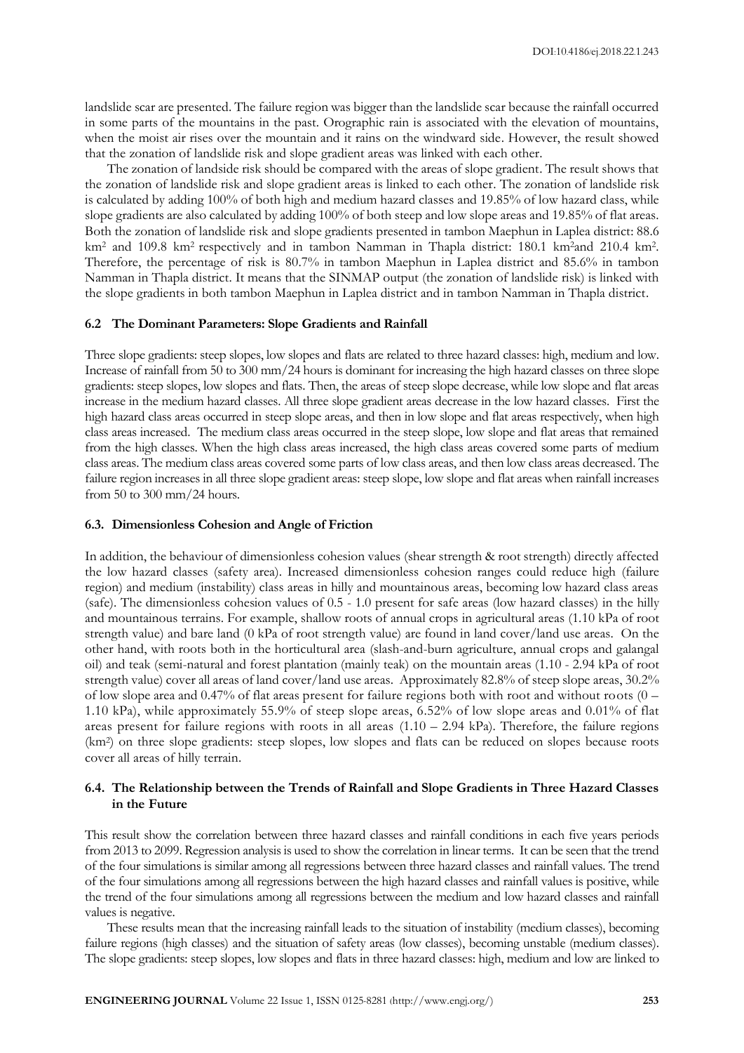landslide scar are presented. The failure region was bigger than the landslide scar because the rainfall occurred in some parts of the mountains in the past. Orographic rain is associated with the elevation of mountains, when the moist air rises over the mountain and it rains on the windward side. However, the result showed that the zonation of landslide risk and slope gradient areas was linked with each other.

The zonation of landside risk should be compared with the areas of slope gradient. The result shows that the zonation of landslide risk and slope gradient areas is linked to each other. The zonation of landslide risk is calculated by adding 100% of both high and medium hazard classes and 19.85% of low hazard class, while slope gradients are also calculated by adding 100% of both steep and low slope areas and 19.85% of flat areas. Both the zonation of landslide risk and slope gradients presented in tambon Maephun in Laplea district: 88.6 km$^2$ and 109.8 km$^2$ respectively and in tambon Namman in Thapla district: 180.1 km$^2$and 210.4 km$^2$. Therefore, the percentage of risk is 80.7% in tambon Maephun in Laplea district and 85.6% in tambon Namman in Thapla district. It means that the SINMAP output (the zonation of landslide risk) is linked with the slope gradients in both tambon Maephun in Laplea district and in tambon Namman in Thapla district.

### 6.2 The Dominant Parameters: Slope Gradients and Rainfall

Three slope gradients: steep slopes, low slopes and flats are related to three hazard classes: high, medium and low. Increase of rainfall from 50 to 300 mm/24 hours is dominant for increasing the high hazard classes on three slope gradients: steep slopes, low slopes and flats. Then, the areas of steep slope decrease, while low slope and flat areas increase in the medium hazard classes. All three slope gradient areas decrease in the low hazard classes. First the high hazard class areas occurred in steep slope areas, and then in low slope and flat areas respectively, when high class areas increased. The medium class areas occurred in the steep slope, low slope and flat areas that remained from the high classes. When the high class areas increased, the high class areas covered some parts of medium class areas. The medium class areas covered some parts of low class areas, and then low class areas decreased. The failure region increases in all three slope gradient areas: steep slope, low slope and flat areas when rainfall increases from 50 to 300 mm/24 hours.

### 6.3. Dimensionless Cohesion and Angle of Friction

In addition, the behaviour of dimensionless cohesion values (shear strength & root strength) directly affected the low hazard classes (safety area). Increased dimensionless cohesion ranges could reduce high (failure region) and medium (instability) class areas in hilly and mountainous areas, becoming low hazard class areas (safe). The dimensionless cohesion values of 0.5 - 1.0 present for safe areas (low hazard classes) in the hilly and mountainous terrains. For example, shallow roots of annual crops in agricultural areas (1.10 kPa of root strength value) and bare land (0 kPa of root strength value) are found in land cover/land use areas. On the other hand, with roots both in the horticultural area (slash-and-burn agriculture, annual crops and galangal oil) and teak (semi-natural and forest plantation (mainly teak) on the mountain areas (1.10 - 2.94 kPa of root strength value) cover all areas of land cover/land use areas. Approximately 82.8% of steep slope areas, 30.2% of low slope area and 0.47% of flat areas present for failure regions both with root and without roots (0 – 1.10 kPa), while approximately 55.9% of steep slope areas, 6.52% of low slope areas and 0.01% of flat areas present for failure regions with roots in all areas (1.10 – 2.94 kPa). Therefore, the failure regions (km$^2$) on three slope gradients: steep slopes, low slopes and flats can be reduced on slopes because roots cover all areas of hilly terrain.

### 6.4. The Relationship between the Trends of Rainfall and Slope Gradients in Three Hazard Classes in the Future

This result show the correlation between three hazard classes and rainfall conditions in each five years periods from 2013 to 2099. Regression analysis is used to show the correlation in linear terms. It can be seen that the trend of the four simulations is similar among all regressions between three hazard classes and rainfall values. The trend of the four simulations among all regressions between the high hazard classes and rainfall values is positive, while the trend of the four simulations among all regressions between the medium and low hazard classes and rainfall values is negative.

These results mean that the increasing rainfall leads to the situation of instability (medium classes), becoming failure regions (high classes) and the situation of safety areas (low classes), becoming unstable (medium classes). The slope gradients: steep slopes, low slopes and flats in three hazard classes: high, medium and low are linked to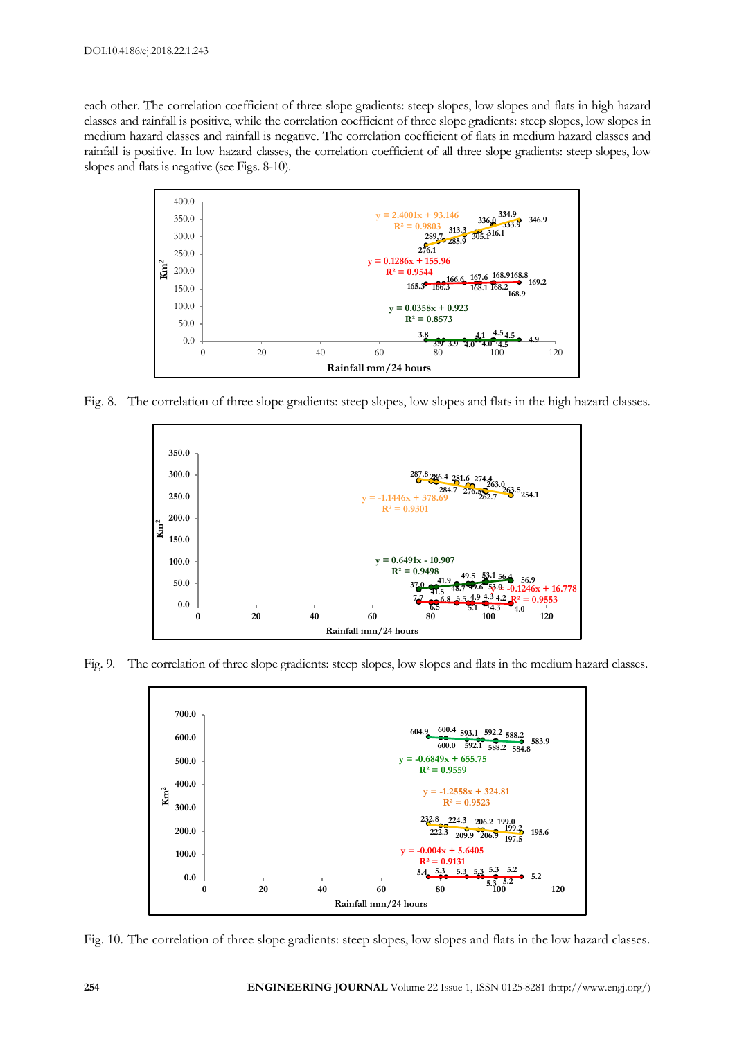each other. The correlation coefficient of three slope gradients: steep slopes, low slopes and flats in high hazard classes and rainfall is positive, while the correlation coefficient of three slope gradients: steep slopes, low slopes in medium hazard classes and rainfall is negative. The correlation coefficient of flats in medium hazard classes and rainfall is positive. In low hazard classes, the correlation coefficient of all three slope gradients: steep slopes, low slopes and flats is negative (see Figs. 8-10).

Fig. 8. The correlation of three slope gradients: steep slopes, low slopes and flats in the high hazard classes.

Fig. 9. The correlation of three slope gradients: steep slopes, low slopes and flats in the medium hazard classes.

Fig. 10. The correlation of three slope gradients: steep slopes, low slopes and flats in the low hazard classes.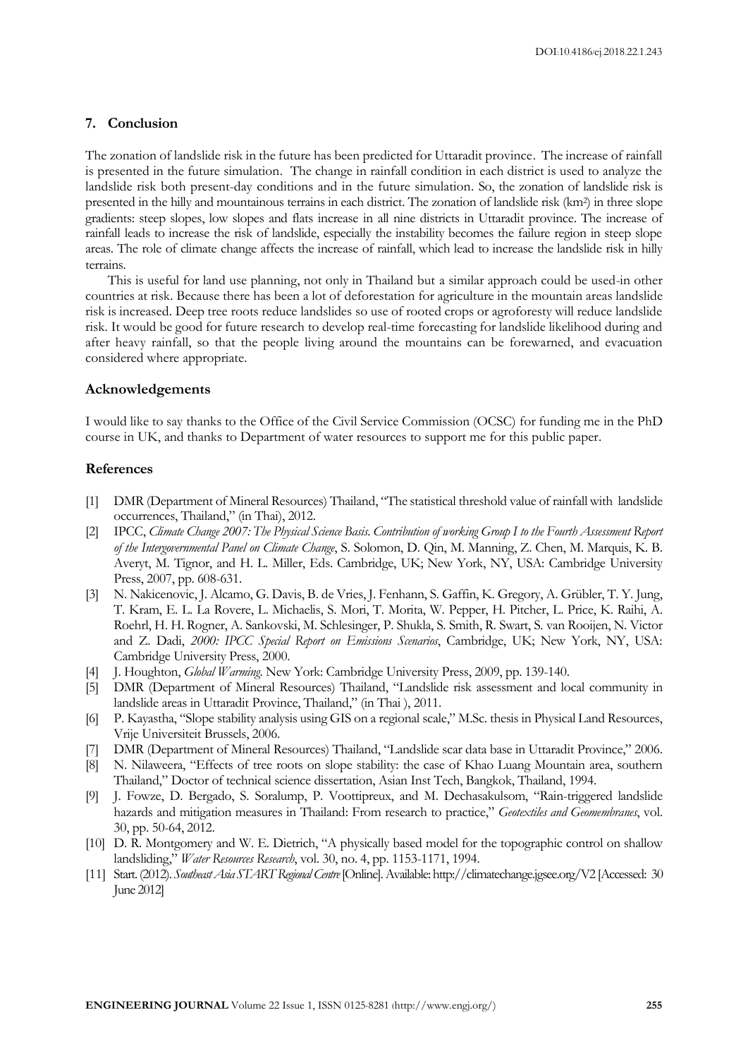## 7. Conclusion

The zonation of landslide risk in the future has been predicted for Uttaradit province. The increase of rainfall is presented in the future simulation. The change in rainfall condition in each district is used to analyze the landslide risk both present-day conditions and in the future simulation. So, the zonation of landslide risk is presented in the hilly and mountainous terrains in each district. The zonation of landslide risk ($km^2$) in three slope gradients: steep slopes, low slopes and flats increase in all nine districts in Uttaradit province. The increase of rainfall leads to increase the risk of landslide, especially the instability becomes the failure region in steep slope areas. The role of climate change affects the increase of rainfall, which lead to increase the landslide risk in hilly terrains.

This is useful for land use planning, not only in Thailand but a similar approach could be used-in other countries at risk. Because there has been a lot of deforestation for agriculture in the mountain areas landslide risk is increased. Deep tree roots reduce landslides so use of rooted crops or agroforesty will reduce landslide risk. It would be good for future research to develop real-time forecasting for landslide likelihood during and after heavy rainfall, so that the people living around the mountains can be forewarned, and evacuation considered where appropriate.

## Acknowledgements

I would like to say thanks to the Office of the Civil Service Commission (OCSC) for funding me in the PhD course in UK, and thanks to Department of water resources to support me for this public paper.

## References

[1] DMR (Department of Mineral Resources) Thailand, "The statistical threshold value of rainfall with landslide occurrences, Thailand," (in Thai), 2012.

[2] IPCC, *Climate Change 2007: The Physical Science Basis. Contribution of working Group I to the Fourth Assessment Report of the Intergovernmental Panel on Climate Change*, S. Solomon, D. Qin, M. Manning, Z. Chen, M. Marquis, K. B. Averyt, M. Tignor, and H. L. Miller, Eds. Cambridge, UK; New York, NY, USA: Cambridge University Press, 2007, pp. 608-631.

[3] N. Nakicenovic, J. Alcamo, G. Davis, B. de Vries, J. Fenhann, S. Gaffin, K. Gregory, A. Grübler, T. Y. Jung, T. Kram, E. L. La Rovere, L. Michaelis, S. Mori, T. Morita, W. Pepper, H. Pitcher, L. Price, K. Raihi, A. Roehrl, H. H. Rogner, A. Sankovski, M. Schlesinger, P. Shukla, S. Smith, R. Swart, S. van Rooijen, N. Victor and Z. Dadi, *2000: IPCC Special Report on Emissions Scenarios*, Cambridge, UK; New York, NY, USA: Cambridge University Press, 2000.

[4] J. Houghton, *Global Warming*. New York: Cambridge University Press, 2009, pp. 139-140.

[5] DMR (Department of Mineral Resources) Thailand, "Landslide risk assessment and local community in landslide areas in Uttaradit Province, Thailand," (in Thai ), 2011.

[6] P. Kayastha, "Slope stability analysis using GIS on a regional scale," M.Sc. thesis in Physical Land Resources, Vrije Universiteit Brussels, 2006.

[7] DMR (Department of Mineral Resources) Thailand, "Landslide scar data base in Uttaradit Province," 2006.

[8] N. Nilaweera, "Effects of tree roots on slope stability: the case of Khao Luang Mountain area, southern Thailand," Doctor of technical science dissertation, Asian Inst Tech, Bangkok, Thailand, 1994.

[9] J. Fowze, D. Bergado, S. Soralump, P. Voottipreux, and M. Dechasakulsom, "Rain-triggered landslide hazards and mitigation measures in Thailand: From research to practice," *Geotextiles and Geomembranes*, vol. 30, pp. 50-64, 2012.

[10] D. R. Montgomery and W. E. Dietrich, "A physically based model for the topographic control on shallow landsliding," *Water Resources Research*, vol. 30, no. 4, pp. 1153-1171, 1994.

[11] Start. (2012). *Southeast Asia START Regional Centre* [Online]. Available: http://climatechange.jgsee.org/V2 [Accessed: 30 June 2012]